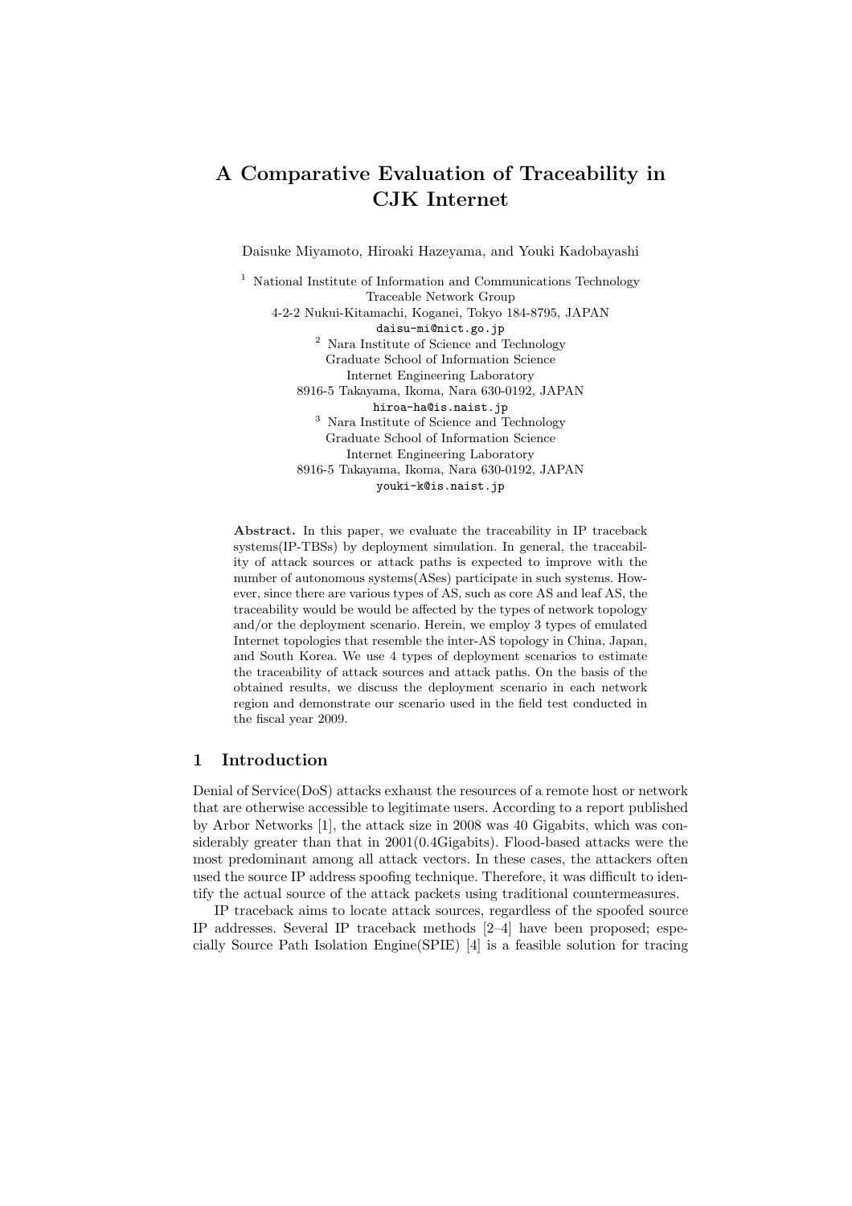# A Comparative Evaluation of Traceability in CJK Internet

Daisuke Miyamoto, Hiroaki Hazeyama, and Youki Kadobayashi

[1] National Institute of Information and Communications Technology
Traceable Network Group
4-2-2 Nukui-Kitamachi, Koganei, Tokyo 184-8795, JAPAN
`daisu-mi@nict.go.jp`

[2] Nara Institute of Science and Technology
Graduate School of Information Science
Internet Engineering Laboratory
8916-5 Takayama, Ikoma, Nara 630-0192, JAPAN
`hiroa-ha@is.naist.jp`

[3] Nara Institute of Science and Technology
Graduate School of Information Science
Internet Engineering Laboratory
8916-5 Takayama, Ikoma, Nara 630-0192, JAPAN
`youki-k@is.naist.jp`

**Abstract.** In this paper, we evaluate the traceability in IP traceback systems(IP-TBSs) by deployment simulation. In general, the traceability of attack sources or attack paths is expected to improve with the number of autonomous systems(ASes) participate in such systems. However, since there are various types of AS, such as core AS and leaf AS, the traceability would be would be affected by the types of network topology and/or the deployment scenario. Herein, we employ 3 types of emulated Internet topologies that resemble the inter-AS topology in China, Japan, and South Korea. We use 4 types of deployment scenarios to estimate the traceability of attack sources and attack paths. On the basis of the obtained results, we discuss the deployment scenario in each network region and demonstrate our scenario used in the field test conducted in the fiscal year 2009.

## 1 Introduction

Denial of Service(DoS) attacks exhaust the resources of a remote host or network that are otherwise accessible to legitimate users. According to a report published by Arbor Networks [1], the attack size in 2008 was 40 Gigabits, which was considerably greater than that in 2001(0.4Gigabits). Flood-based attacks were the most predominant among all attack vectors. In these cases, the attackers often used the source IP address spoofing technique. Therefore, it was difficult to identify the actual source of the attack packets using traditional countermeasures.

IP traceback aims to locate attack sources, regardless of the spoofed source IP addresses. Several IP traceback methods [2–4] have been proposed; especially Source Path Isolation Engine(SPIE) [4] is a feasible solution for tracing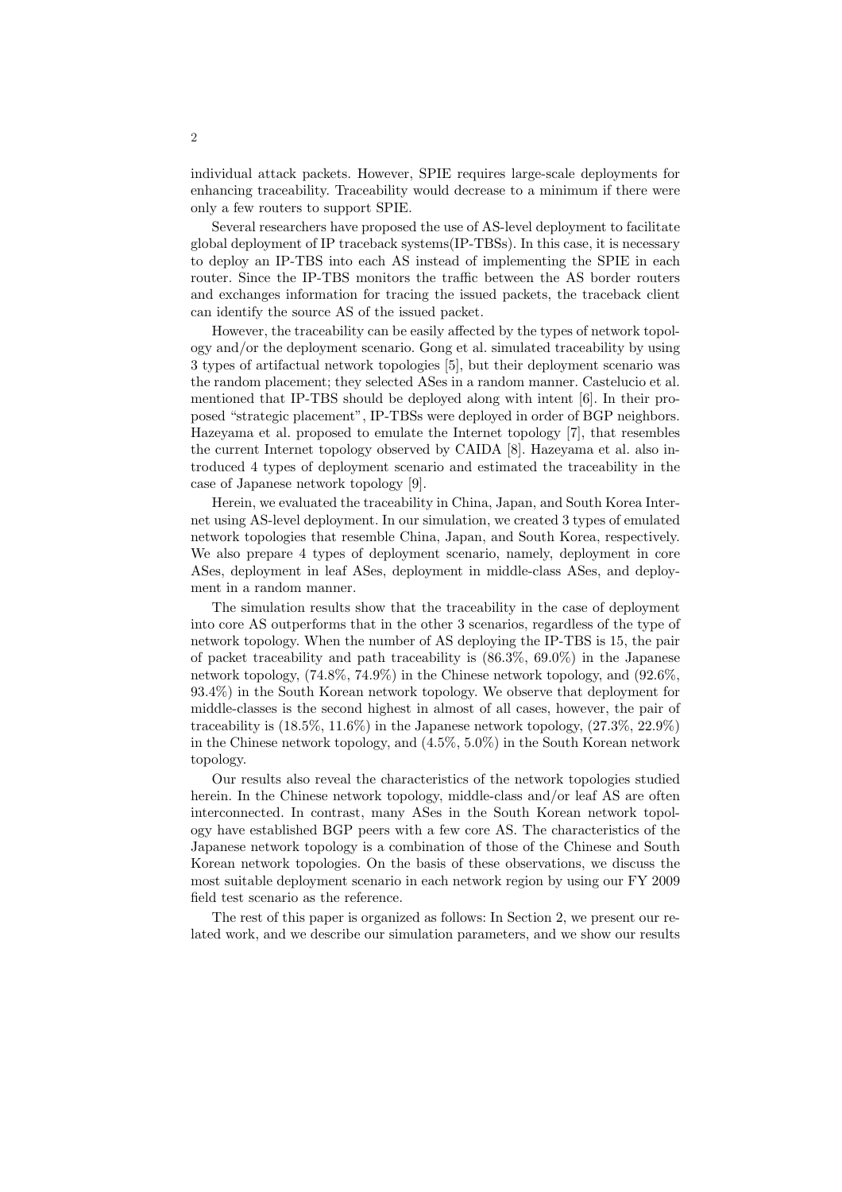individual attack packets. However, SPIE requires large-scale deployments for enhancing traceability. Traceability would decrease to a minimum if there were only a few routers to support SPIE.

Several researchers have proposed the use of AS-level deployment to facilitate global deployment of IP traceback systems(IP-TBSs). In this case, it is necessary to deploy an IP-TBS into each AS instead of implementing the SPIE in each router. Since the IP-TBS monitors the traffic between the AS border routers and exchanges information for tracing the issued packets, the traceback client can identify the source AS of the issued packet.

However, the traceability can be easily affected by the types of network topology and/or the deployment scenario. Gong et al. simulated traceability by using 3 types of artifactual network topologies [5], but their deployment scenario was the random placement; they selected ASes in a random manner. Castelucio et al. mentioned that IP-TBS should be deployed along with intent [6]. In their proposed "strategic placement", IP-TBSs were deployed in order of BGP neighbors. Hazeyama et al. proposed to emulate the Internet topology [7], that resembles the current Internet topology observed by CAIDA [8]. Hazeyama et al. also introduced 4 types of deployment scenario and estimated the traceability in the case of Japanese network topology [9].

Herein, we evaluated the traceability in China, Japan, and South Korea Internet using AS-level deployment. In our simulation, we created 3 types of emulated network topologies that resemble China, Japan, and South Korea, respectively. We also prepare 4 types of deployment scenario, namely, deployment in core ASes, deployment in leaf ASes, deployment in middle-class ASes, and deployment in a random manner.

The simulation results show that the traceability in the case of deployment into core AS outperforms that in the other 3 scenarios, regardless of the type of network topology. When the number of AS deploying the IP-TBS is 15, the pair of packet traceability and path traceability is (86.3%, 69.0%) in the Japanese network topology, (74.8%, 74.9%) in the Chinese network topology, and (92.6%, 93.4%) in the South Korean network topology. We observe that deployment for middle-classes is the second highest in almost of all cases, however, the pair of traceability is (18.5%, 11.6%) in the Japanese network topology, (27.3%, 22.9%) in the Chinese network topology, and (4.5%, 5.0%) in the South Korean network topology.

Our results also reveal the characteristics of the network topologies studied herein. In the Chinese network topology, middle-class and/or leaf AS are often interconnected. In contrast, many ASes in the South Korean network topology have established BGP peers with a few core AS. The characteristics of the Japanese network topology is a combination of those of the Chinese and South Korean network topologies. On the basis of these observations, we discuss the most suitable deployment scenario in each network region by using our FY 2009 field test scenario as the reference.

The rest of this paper is organized as follows: In Section 2, we present our related work, and we describe our simulation parameters, and we show our results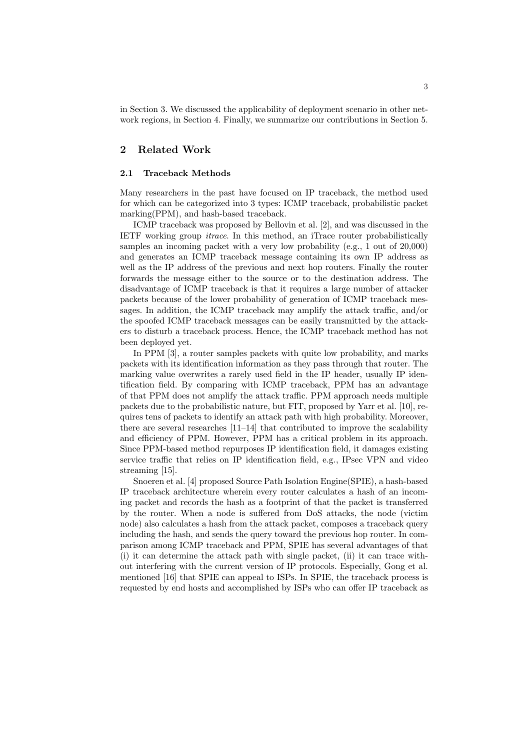in Section 3. We discussed the applicability of deployment scenario in other network regions, in Section 4. Finally, we summarize our contributions in Section 5.

## 2 Related Work

### 2.1 Traceback Methods

Many researchers in the past have focused on IP traceback, the method used for which can be categorized into 3 types: ICMP traceback, probabilistic packet marking(PPM), and hash-based traceback.

ICMP traceback was proposed by Bellovin et al. [2], and was discussed in the IETF working group *itrace*. In this method, an iTrace router probabilistically samples an incoming packet with a very low probability (e.g., 1 out of 20,000) and generates an ICMP traceback message containing its own IP address as well as the IP address of the previous and next hop routers. Finally the router forwards the message either to the source or to the destination address. The disadvantage of ICMP traceback is that it requires a large number of attacker packets because of the lower probability of generation of ICMP traceback messages. In addition, the ICMP traceback may amplify the attack traffic, and/or the spoofed ICMP traceback messages can be easily transmitted by the attackers to disturb a traceback process. Hence, the ICMP traceback method has not been deployed yet.

In PPM [3], a router samples packets with quite low probability, and marks packets with its identification information as they pass through that router. The marking value overwrites a rarely used field in the IP header, usually IP identification field. By comparing with ICMP traceback, PPM has an advantage of that PPM does not amplify the attack traffic. PPM approach needs multiple packets due to the probabilistic nature, but FIT, proposed by Yarr et al. [10], requires tens of packets to identify an attack path with high probability. Moreover, there are several researches [11–14] that contributed to improve the scalability and efficiency of PPM. However, PPM has a critical problem in its approach. Since PPM-based method repurposes IP identification field, it damages existing service traffic that relies on IP identification field, e.g., IPsec VPN and video streaming [15].

Snoeren et al. [4] proposed Source Path Isolation Engine(SPIE), a hash-based IP traceback architecture wherein every router calculates a hash of an incoming packet and records the hash as a footprint of that the packet is transferred by the router. When a node is suffered from DoS attacks, the node (victim node) also calculates a hash from the attack packet, composes a traceback query including the hash, and sends the query toward the previous hop router. In comparison among ICMP traceback and PPM, SPIE has several advantages of that (i) it can determine the attack path with single packet, (ii) it can trace without interfering with the current version of IP protocols. Especially, Gong et al. mentioned [16] that SPIE can appeal to ISPs. In SPIE, the traceback process is requested by end hosts and accomplished by ISPs who can offer IP traceback as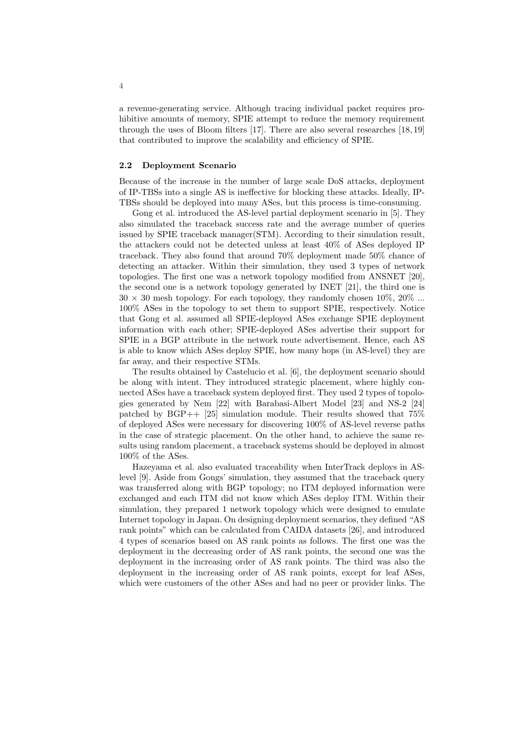a revenue-generating service. Although tracing individual packet requires prohibitive amounts of memory, SPIE attempt to reduce the memory requirement through the uses of Bloom filters [17]. There are also several researches [18, 19] that contributed to improve the scalability and efficiency of SPIE.

### 2.2 Deployment Scenario

Because of the increase in the number of large scale DoS attacks, deployment of IP-TBSs into a single AS is ineffective for blocking these attacks. Ideally, IP-TBSs should be deployed into many ASes, but this process is time-consuming.

Gong et al. introduced the AS-level partial deployment scenario in [5]. They also simulated the traceback success rate and the average number of queries issued by SPIE traceback manager(STM). According to their simulation result, the attackers could not be detected unless at least 40% of ASes deployed IP traceback. They also found that around 70% deployment made 50% chance of detecting an attacker. Within their simulation, they used 3 types of network topologies. The first one was a network topology modified from ANSNET [20], the second one is a network topology generated by INET [21], the third one is $30 \times 30$ mesh topology. For each topology, they randomly chosen 10%, 20% ... 100% ASes in the topology to set them to support SPIE, respectively. Notice that Gong et al. assumed all SPIE-deployed ASes exchange SPIE deployment information with each other; SPIE-deployed ASes advertise their support for SPIE in a BGP attribute in the network route advertisement. Hence, each AS is able to know which ASes deploy SPIE, how many hops (in AS-level) they are far away, and their respective STMs.

The results obtained by Castelucio et al. [6], the deployment scenario should be along with intent. They introduced strategic placement, where highly connected ASes have a traceback system deployed first. They used 2 types of topologies generated by Nem [22] with Barabasi-Albert Model [23] and NS-2 [24] patched by BGP++ [25] simulation module. Their results showed that 75% of deployed ASes were necessary for discovering 100% of AS-level reverse paths in the case of strategic placement. On the other hand, to achieve the same results using random placement, a traceback systems should be deployed in almost 100% of the ASes.

Hazeyama et al. also evaluated traceability when InterTrack deploys in AS-level [9]. Aside from Gongs' simulation, they assumed that the traceback query was transferred along with BGP topology; no ITM deployed information were exchanged and each ITM did not know which ASes deploy ITM. Within their simulation, they prepared 1 network topology which were designed to emulate Internet topology in Japan. On designing deployment scenarios, they defined "AS rank points" which can be calculated from CAIDA datasets [26], and introduced 4 types of scenarios based on AS rank points as follows. The first one was the deployment in the decreasing order of AS rank points, the second one was the deployment in the increasing order of AS rank points. The third was also the deployment in the increasing order of AS rank points, except for leaf ASes, which were customers of the other ASes and had no peer or provider links. The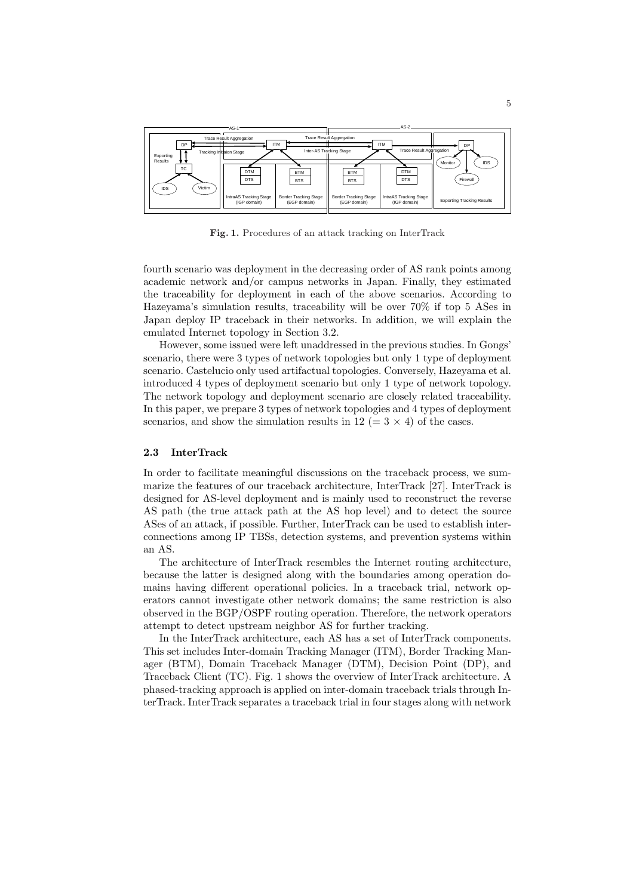Fig. 1. Procedures of an attack tracking on InterTrack

fourth scenario was deployment in the decreasing order of AS rank points among academic network and/or campus networks in Japan. Finally, they estimated the traceability for deployment in each of the above scenarios. According to Hazeyama's simulation results, traceability will be over 70% if top 5 ASes in Japan deploy IP traceback in their networks. In addition, we will explain the emulated Internet topology in Section 3.2.

However, some issued were left unaddressed in the previous studies. In Gongs' scenario, there were 3 types of network topologies but only 1 type of deployment scenario. Castelucio only used artifactual topologies. Conversely, Hazeyama et al. introduced 4 types of deployment scenario but only 1 type of network topology. The network topology and deployment scenario are closely related traceability. In this paper, we prepare 3 types of network topologies and 4 types of deployment scenarios, and show the simulation results in 12 ($= 3 \times 4$) of the cases.

### 2.3 InterTrack

In order to facilitate meaningful discussions on the traceback process, we summarize the features of our traceback architecture, InterTrack [27]. InterTrack is designed for AS-level deployment and is mainly used to reconstruct the reverse AS path (the true attack path at the AS hop level) and to detect the source ASes of an attack, if possible. Further, InterTrack can be used to establish interconnections among IP TBSs, detection systems, and prevention systems within an AS.

The architecture of InterTrack resembles the Internet routing architecture, because the latter is designed along with the boundaries among operation domains having different operational policies. In a traceback trial, network operators cannot investigate other network domains; the same restriction is also observed in the BGP/OSPF routing operation. Therefore, the network operators attempt to detect upstream neighbor AS for further tracking.

In the InterTrack architecture, each AS has a set of InterTrack components. This set includes Inter-domain Tracking Manager (ITM), Border Tracking Manager (BTM), Domain Traceback Manager (DTM), Decision Point (DP), and Traceback Client (TC). Fig. 1 shows the overview of InterTrack architecture. A phased-tracking approach is applied on inter-domain traceback trials through InterTrack. InterTrack separates a traceback trial in four stages along with network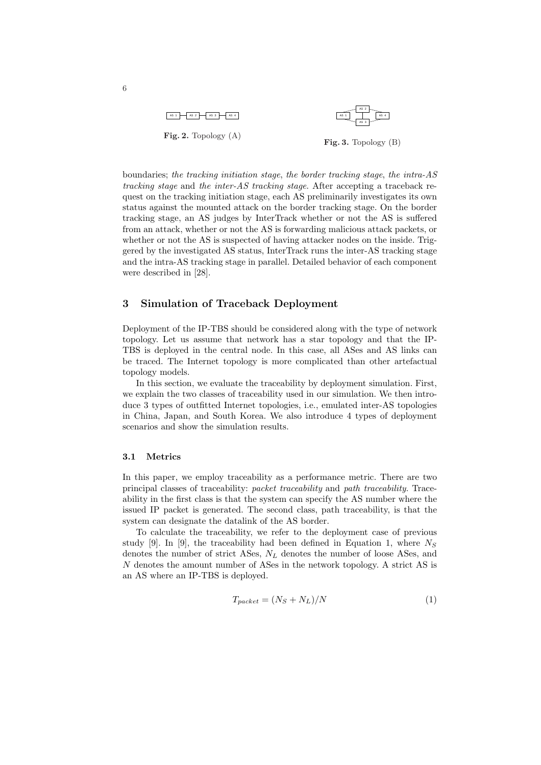Fig. 2. Topology (A)

Fig. 3. Topology (B)

boundaries; *the tracking initiation stage*, *the border tracking stage*, *the intra-AS tracking stage* and *the inter-AS tracking stage*. After accepting a traceback request on the tracking initiation stage, each AS preliminarily investigates its own status against the mounted attack on the border tracking stage. On the border tracking stage, an AS judges by InterTrack whether or not the AS is suffered from an attack, whether or not the AS is forwarding malicious attack packets, or whether or not the AS is suspected of having attacker nodes on the inside. Triggered by the investigated AS status, InterTrack runs the inter-AS tracking stage and the intra-AS tracking stage in parallel. Detailed behavior of each component were described in [28].

## 3 Simulation of Traceback Deployment

Deployment of the IP-TBS should be considered along with the type of network topology. Let us assume that network has a star topology and that the IP-TBS is deployed in the central node. In this case, all ASes and AS links can be traced. The Internet topology is more complicated than other artefactual topology models.

In this section, we evaluate the traceability by deployment simulation. First, we explain the two classes of traceability used in our simulation. We then introduce 3 types of outfitted Internet topologies, i.e., emulated inter-AS topologies in China, Japan, and South Korea. We also introduce 4 types of deployment scenarios and show the simulation results.

### 3.1 Metrics

In this paper, we employ traceability as a performance metric. There are two principal classes of traceability: *packet traceability* and *path traceability*. Traceability in the first class is that the system can specify the AS number where the issued IP packet is generated. The second class, path traceability, is that the system can designate the datalink of the AS border.

To calculate the traceability, we refer to the deployment case of previous study [9]. In [9], the traceability had been defined in Equation 1, where $N_S$ denotes the number of strict ASes, $N_L$ denotes the number of loose ASes, and $N$ denotes the amount number of ASes in the network topology. A strict AS is an AS where an IP-TBS is deployed.

$$T_{packet} = (N_S + N_L)/N \tag{1}$$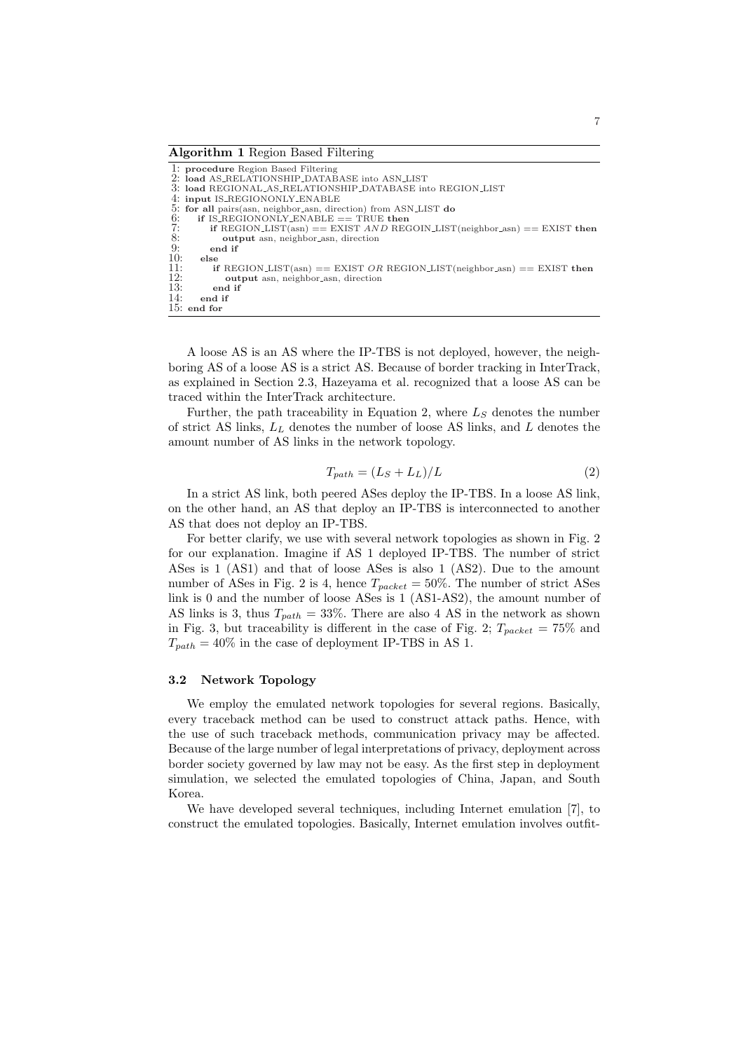**Algorithm 1** Region Based Filtering

```
1: procedure Region Based Filtering
2: load AS_RELATIONSHIP_DATABASE into ASN_LIST
3: load REGIONAL_AS_RELATIONSHIP_DATABASE into REGION_LIST
4: input IS_REGIONONLY_ENABLE
5: for all pairs(asn, neighbor_asn, direction) from ASN_LIST do
6:     if IS_REGIONONLY_ENABLE == TRUE then
7:         if REGION_LIST(asn) == EXIST AND REGOIN_LIST(neighbor_asn) == EXIST then
8:             output asn, neighbor_asn, direction
9:         end if
10:    else
11:        if REGION_LIST(asn) == EXIST OR REGION_LIST(neighbor_asn) == EXIST then
12:            output asn, neighbor_asn, direction
13:        end if
14:    end if
15: end for
```

A loose AS is an AS where the IP-TBS is not deployed, however, the neighboring AS of a loose AS is a strict AS. Because of border tracking in InterTrack, as explained in Section 2.3, Hazeyama et al. recognized that a loose AS can be traced within the InterTrack architecture.

Further, the path traceability in Equation 2, where $L_S$ denotes the number of strict AS links, $L_L$ denotes the number of loose AS links, and $L$ denotes the amount number of AS links in the network topology.

$$T_{path} = (L_S + L_L)/L \tag{2}$$

In a strict AS link, both peered ASes deploy the IP-TBS. In a loose AS link, on the other hand, an AS that deploy an IP-TBS is interconnected to another AS that does not deploy an IP-TBS.

For better clarify, we use with several network topologies as shown in Fig. 2 for our explanation. Imagine if AS 1 deployed IP-TBS. The number of strict ASes is 1 (AS1) and that of loose ASes is also 1 (AS2). Due to the amount number of ASes in Fig. 2 is 4, hence $T_{packet} = 50\%$. The number of strict ASes link is 0 and the number of loose ASes is 1 (AS1-AS2), the amount number of AS links is 3, thus $T_{path} = 33\%$. There are also 4 AS in the network as shown in Fig. 3, but traceability is different in the case of Fig. 2; $T_{packet} = 75\%$ and $T_{path} = 40\%$ in the case of deployment IP-TBS in AS 1.

### 3.2 Network Topology

We employ the emulated network topologies for several regions. Basically, every traceback method can be used to construct attack paths. Hence, with the use of such traceback methods, communication privacy may be affected. Because of the large number of legal interpretations of privacy, deployment across border society governed by law may not be easy. As the first step in deployment simulation, we selected the emulated topologies of China, Japan, and South Korea.

We have developed several techniques, including Internet emulation [7], to construct the emulated topologies. Basically, Internet emulation involves outfit-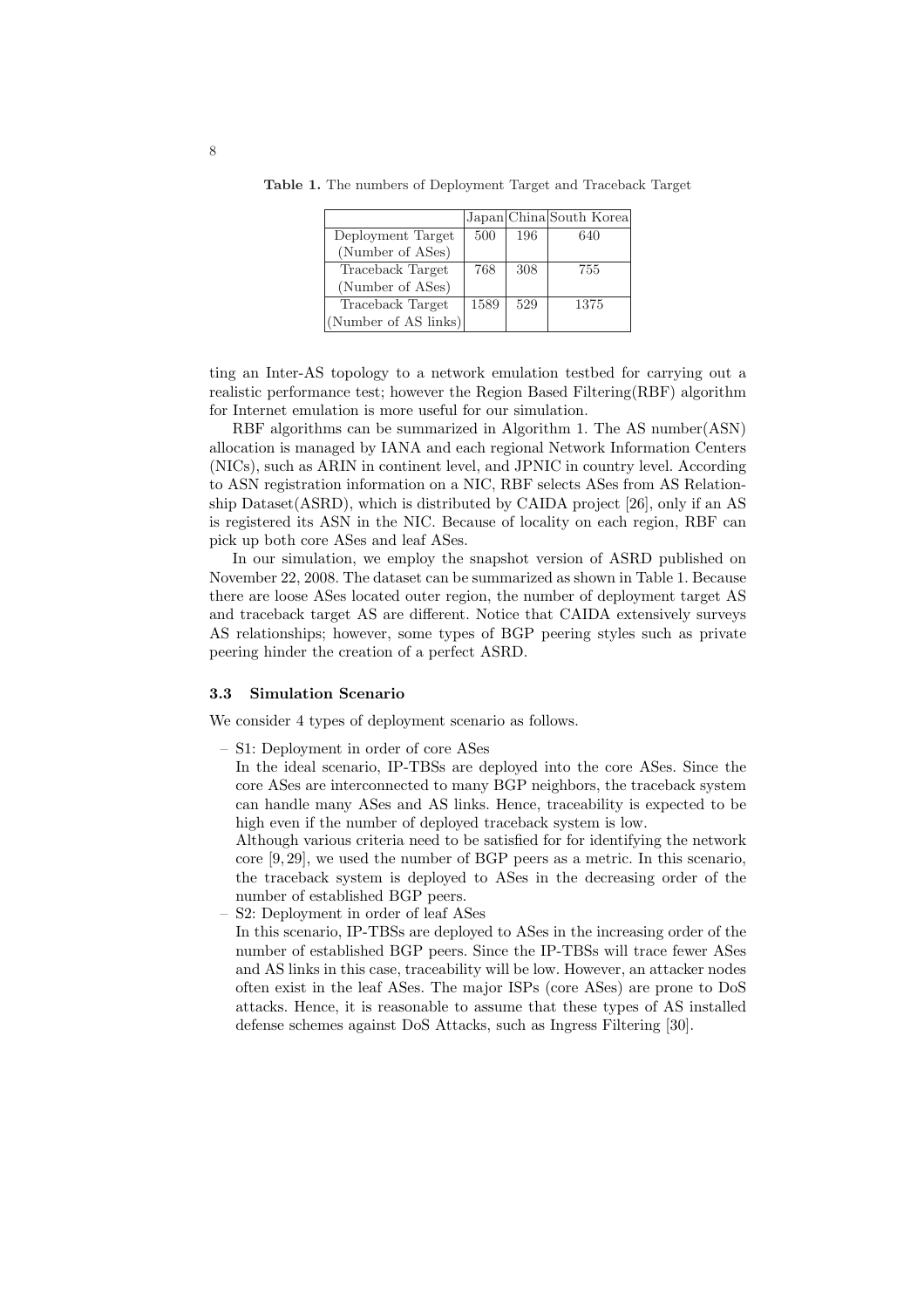**Table 1.** The numbers of Deployment Target and Traceback Target

| | Japan | China | South Korea |
|---|---|---|---|
| Deployment Target (Number of ASes) | 500 | 196 | 640 |
| Traceback Target (Number of ASes) | 768 | 308 | 755 |
| Traceback Target (Number of AS links) | 1589 | 529 | 1375 |

ting an Inter-AS topology to a network emulation testbed for carrying out a realistic performance test; however the Region Based Filtering(RBF) algorithm for Internet emulation is more useful for our simulation.

RBF algorithms can be summarized in Algorithm 1. The AS number(ASN) allocation is managed by IANA and each regional Network Information Centers (NICs), such as ARIN in continent level, and JPNIC in country level. According to ASN registration information on a NIC, RBF selects ASes from AS Relationship Dataset(ASRD), which is distributed by CAIDA project [26], only if an AS is registered its ASN in the NIC. Because of locality on each region, RBF can pick up both core ASes and leaf ASes.

In our simulation, we employ the snapshot version of ASRD published on November 22, 2008. The dataset can be summarized as shown in Table 1. Because there are loose ASes located outer region, the number of deployment target AS and traceback target AS are different. Notice that CAIDA extensively surveys AS relationships; however, some types of BGP peering styles such as private peering hinder the creation of a perfect ASRD.

### 3.3 Simulation Scenario

We consider 4 types of deployment scenario as follows.

- S1: Deployment in order of core ASes
  In the ideal scenario, IP-TBSs are deployed into the core ASes. Since the core ASes are interconnected to many BGP neighbors, the traceback system can handle many ASes and AS links. Hence, traceability is expected to be high even if the number of deployed traceback system is low.
  Although various criteria need to be satisfied for for identifying the network core [9, 29], we used the number of BGP peers as a metric. In this scenario, the traceback system is deployed to ASes in the decreasing order of the number of established BGP peers.
- S2: Deployment in order of leaf ASes
  In this scenario, IP-TBSs are deployed to ASes in the increasing order of the number of established BGP peers. Since the IP-TBSs will trace fewer ASes and AS links in this case, traceability will be low. However, an attacker nodes often exist in the leaf ASes. The major ISPs (core ASes) are prone to DoS attacks. Hence, it is reasonable to assume that these types of AS installed defense schemes against DoS Attacks, such as Ingress Filtering [30].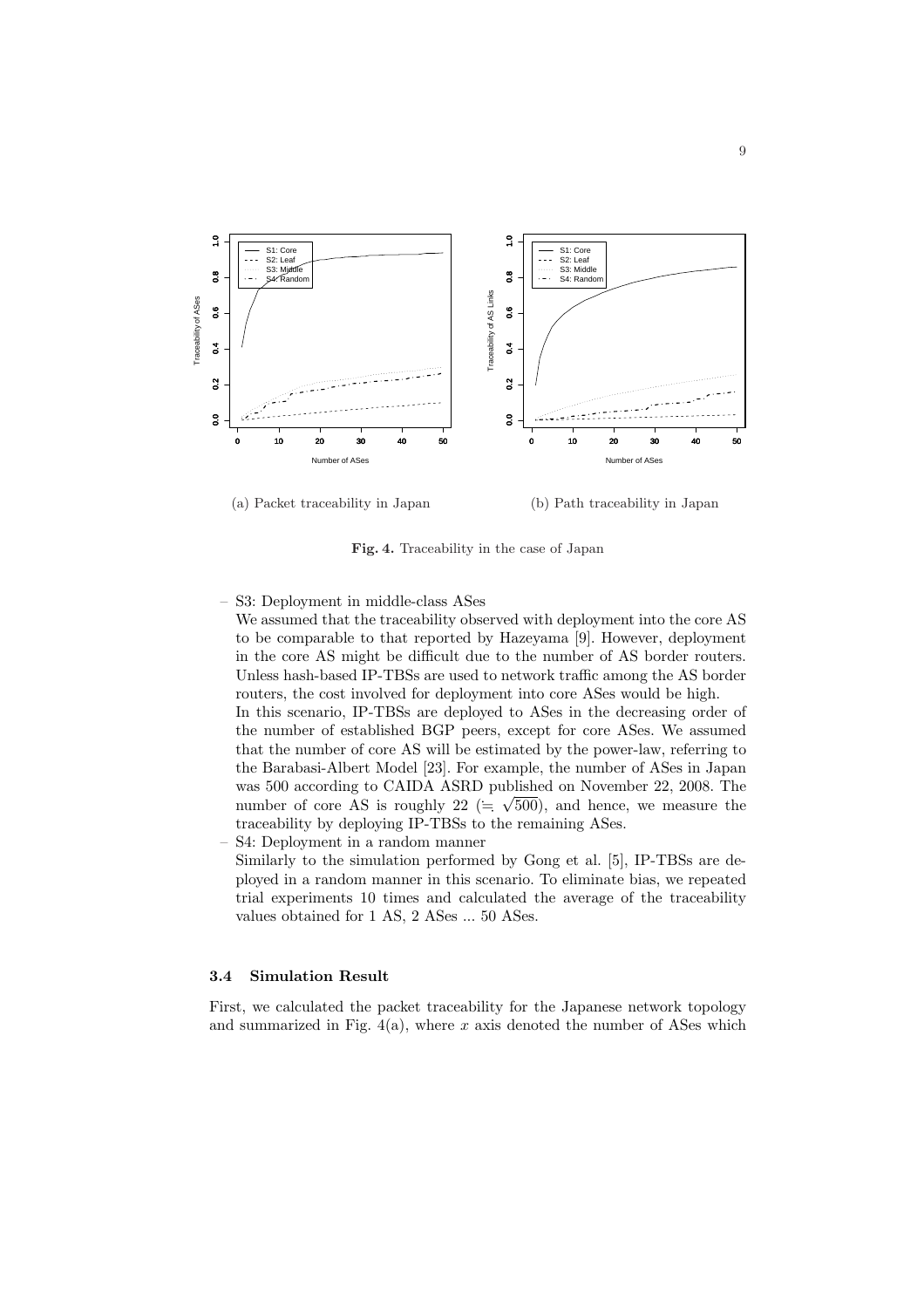(a) Packet traceability in Japan

(b) Path traceability in Japan

**Fig. 4.** Traceability in the case of Japan

– S3: Deployment in middle-class ASes
  We assumed that the traceability observed with deployment into the core AS to be comparable to that reported by Hazeyama [9]. However, deployment in the core AS might be difficult due to the number of AS border routers. Unless hash-based IP-TBSs are used to network traffic among the AS border routers, the cost involved for deployment into core ASes would be high.
  In this scenario, IP-TBSs are deployed to ASes in the decreasing order of the number of established BGP peers, except for core ASes. We assumed that the number of core AS will be estimated by the power-law, referring to the Barabasi-Albert Model [23]. For example, the number of ASes in Japan was 500 according to CAIDA ASRD published on November 22, 2008. The number of core AS is roughly 22 ($\fallingdotseq \sqrt{500}$), and hence, we measure the traceability by deploying IP-TBSs to the remaining ASes.
– S4: Deployment in a random manner
  Similarly to the simulation performed by Gong et al. [5], IP-TBSs are deployed in a random manner in this scenario. To eliminate bias, we repeated trial experiments 10 times and calculated the average of the traceability values obtained for 1 AS, 2 ASes ... 50 ASes.

### 3.4 Simulation Result

First, we calculated the packet traceability for the Japanese network topology and summarized in Fig. 4(a), where $x$ axis denoted the number of ASes which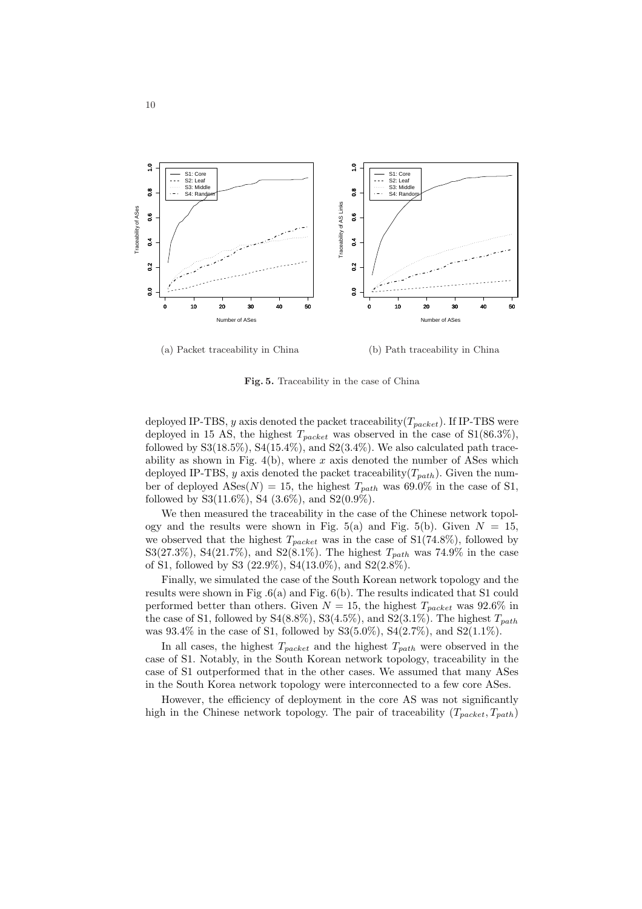(a) Packet traceability in China

(b) Path traceability in China

**Fig. 5.** Traceability in the case of China

deployed IP-TBS, $y$ axis denoted the packet traceability($T_{packet}$). If IP-TBS were deployed in 15 AS, the highest $T_{packet}$ was observed in the case of S1(86.3%), followed by S3(18.5%), S4(15.4%), and S2(3.4%). We also calculated path traceability as shown in Fig. 4(b), where $x$ axis denoted the number of ASes which deployed IP-TBS, $y$ axis denoted the packet traceability($T_{path}$). Given the number of deployed ASes($N$) = 15, the highest $T_{path}$ was 69.0% in the case of S1, followed by S3(11.6%), S4 (3.6%), and S2(0.9%).

We then measured the traceability in the case of the Chinese network topology and the results were shown in Fig. 5(a) and Fig. 5(b). Given $N = 15$, we observed that the highest $T_{packet}$ was in the case of S1(74.8%), followed by S3(27.3%), S4(21.7%), and S2(8.1%). The highest $T_{path}$ was 74.9% in the case of S1, followed by S3 (22.9%), S4(13.0%), and S2(2.8%).

Finally, we simulated the case of the South Korean network topology and the results were shown in Fig .6(a) and Fig. 6(b). The results indicated that S1 could performed better than others. Given $N = 15$, the highest $T_{packet}$ was 92.6% in the case of S1, followed by S4(8.8%), S3(4.5%), and S2(3.1%). The highest $T_{path}$ was 93.4% in the case of S1, followed by S3(5.0%), S4(2.7%), and S2(1.1%).

In all cases, the highest $T_{packet}$ and the highest $T_{path}$ were observed in the case of S1. Notably, in the South Korean network topology, traceability in the case of S1 outperformed that in the other cases. We assumed that many ASes in the South Korea network topology were interconnected to a few core ASes.

However, the efficiency of deployment in the core AS was not significantly high in the Chinese network topology. The pair of traceability $(T_{packet}, T_{path})$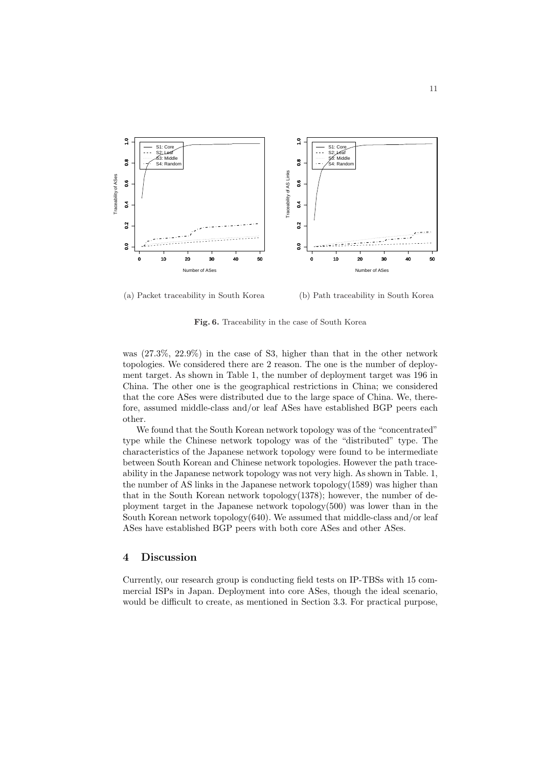(a) Packet traceability in South Korea

(b) Path traceability in South Korea

**Fig. 6.** Traceability in the case of South Korea

was (27.3%, 22.9%) in the case of S3, higher than that in the other network topologies. We considered there are 2 reason. The one is the number of deployment target. As shown in Table 1, the number of deployment target was 196 in China. The other one is the geographical restrictions in China; we considered that the core ASes were distributed due to the large space of China. We, therefore, assumed middle-class and/or leaf ASes have established BGP peers each other.

We found that the South Korean network topology was of the "concentrated" type while the Chinese network topology was of the "distributed" type. The characteristics of the Japanese network topology were found to be intermediate between South Korean and Chinese network topologies. However the path traceability in the Japanese network topology was not very high. As shown in Table. 1, the number of AS links in the Japanese network topology(1589) was higher than that in the South Korean network topology(1378); however, the number of deployment target in the Japanese network topology(500) was lower than in the South Korean network topology(640). We assumed that middle-class and/or leaf ASes have established BGP peers with both core ASes and other ASes.

## 4 Discussion

Currently, our research group is conducting field tests on IP-TBSs with 15 commercial ISPs in Japan. Deployment into core ASes, though the ideal scenario, would be difficult to create, as mentioned in Section 3.3. For practical purpose,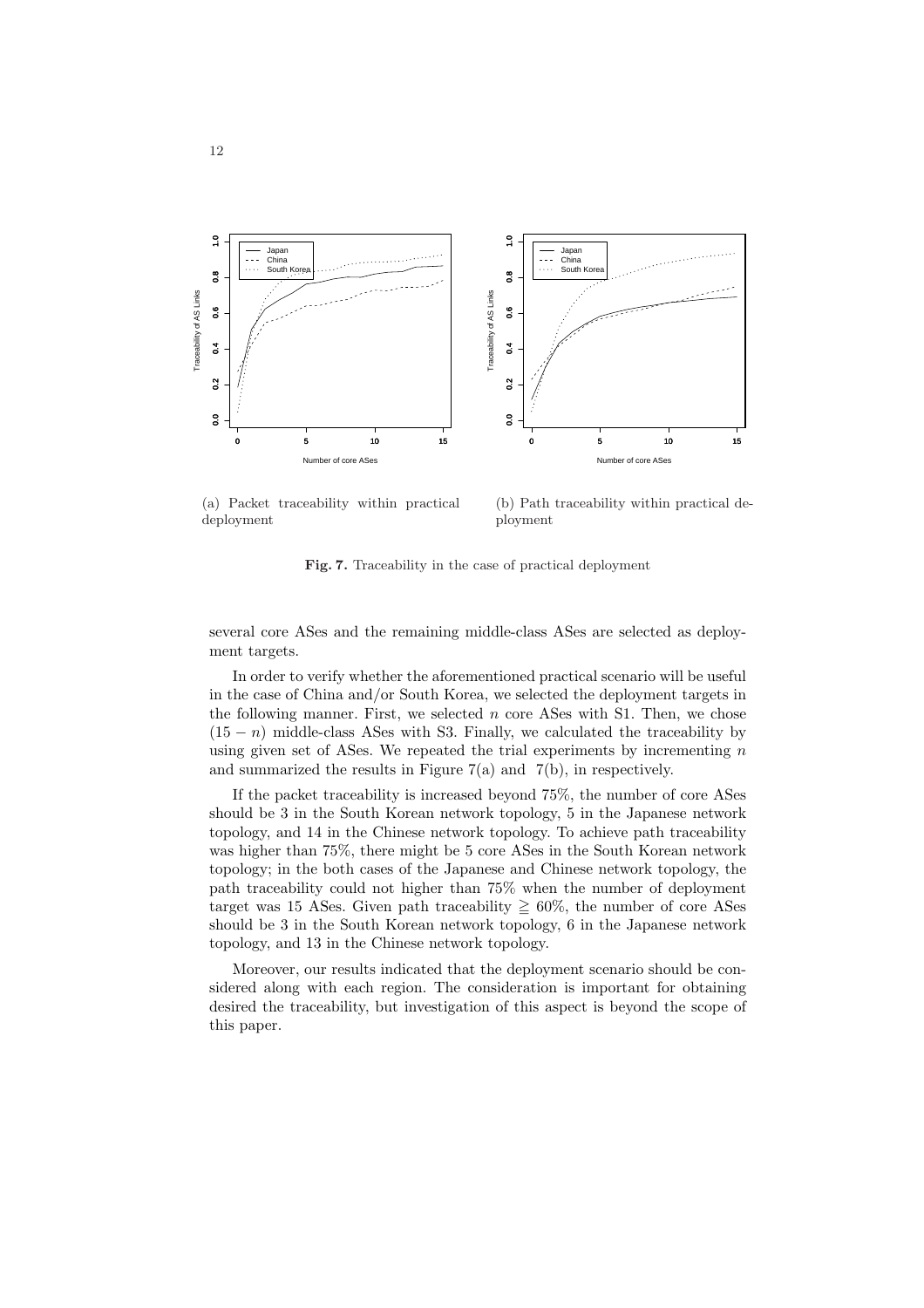(a) Packet traceability within practical deployment

(b) Path traceability within practical deployment

**Fig. 7.** Traceability in the case of practical deployment

several core ASes and the remaining middle-class ASes are selected as deployment targets.

In order to verify whether the aforementioned practical scenario will be useful in the case of China and/or South Korea, we selected the deployment targets in the following manner. First, we selected $n$ core ASes with S1. Then, we chose $(15 - n)$ middle-class ASes with S3. Finally, we calculated the traceability by using given set of ASes. We repeated the trial experiments by incrementing $n$ and summarized the results in Figure 7(a) and 7(b), in respectively.

If the packet traceability is increased beyond 75%, the number of core ASes should be 3 in the South Korean network topology, 5 in the Japanese network topology, and 14 in the Chinese network topology. To achieve path traceability was higher than 75%, there might be 5 core ASes in the South Korean network topology; in the both cases of the Japanese and Chinese network topology, the path traceability could not higher than 75% when the number of deployment target was 15 ASes. Given path traceability $\geqq 60\%$, the number of core ASes should be 3 in the South Korean network topology, 6 in the Japanese network topology, and 13 in the Chinese network topology.

Moreover, our results indicated that the deployment scenario should be considered along with each region. The consideration is important for obtaining desired the traceability, but investigation of this aspect is beyond the scope of this paper.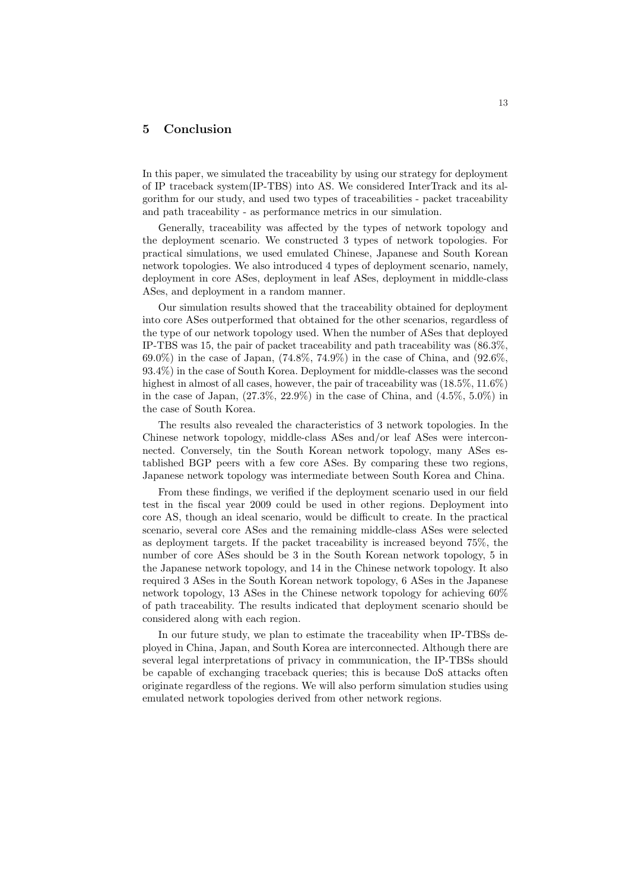## 5 Conclusion

In this paper, we simulated the traceability by using our strategy for deployment of IP traceback system(IP-TBS) into AS. We considered InterTrack and its algorithm for our study, and used two types of traceabilities - packet traceability and path traceability - as performance metrics in our simulation.

Generally, traceability was affected by the types of network topology and the deployment scenario. We constructed 3 types of network topologies. For practical simulations, we used emulated Chinese, Japanese and South Korean network topologies. We also introduced 4 types of deployment scenario, namely, deployment in core ASes, deployment in leaf ASes, deployment in middle-class ASes, and deployment in a random manner.

Our simulation results showed that the traceability obtained for deployment into core ASes outperformed that obtained for the other scenarios, regardless of the type of our network topology used. When the number of ASes that deployed IP-TBS was 15, the pair of packet traceability and path traceability was (86.3%, 69.0%) in the case of Japan, (74.8%, 74.9%) in the case of China, and (92.6%, 93.4%) in the case of South Korea. Deployment for middle-classes was the second highest in almost of all cases, however, the pair of traceability was (18.5%, 11.6%) in the case of Japan, (27.3%, 22.9%) in the case of China, and (4.5%, 5.0%) in the case of South Korea.

The results also revealed the characteristics of 3 network topologies. In the Chinese network topology, middle-class ASes and/or leaf ASes were interconnected. Conversely, tin the South Korean network topology, many ASes established BGP peers with a few core ASes. By comparing these two regions, Japanese network topology was intermediate between South Korea and China.

From these findings, we verified if the deployment scenario used in our field test in the fiscal year 2009 could be used in other regions. Deployment into core AS, though an ideal scenario, would be difficult to create. In the practical scenario, several core ASes and the remaining middle-class ASes were selected as deployment targets. If the packet traceability is increased beyond 75%, the number of core ASes should be 3 in the South Korean network topology, 5 in the Japanese network topology, and 14 in the Chinese network topology. It also required 3 ASes in the South Korean network topology, 6 ASes in the Japanese network topology, 13 ASes in the Chinese network topology for achieving 60% of path traceability. The results indicated that deployment scenario should be considered along with each region.

In our future study, we plan to estimate the traceability when IP-TBSs deployed in China, Japan, and South Korea are interconnected. Although there are several legal interpretations of privacy in communication, the IP-TBSs should be capable of exchanging traceback queries; this is because DoS attacks often originate regardless of the regions. We will also perform simulation studies using emulated network topologies derived from other network regions.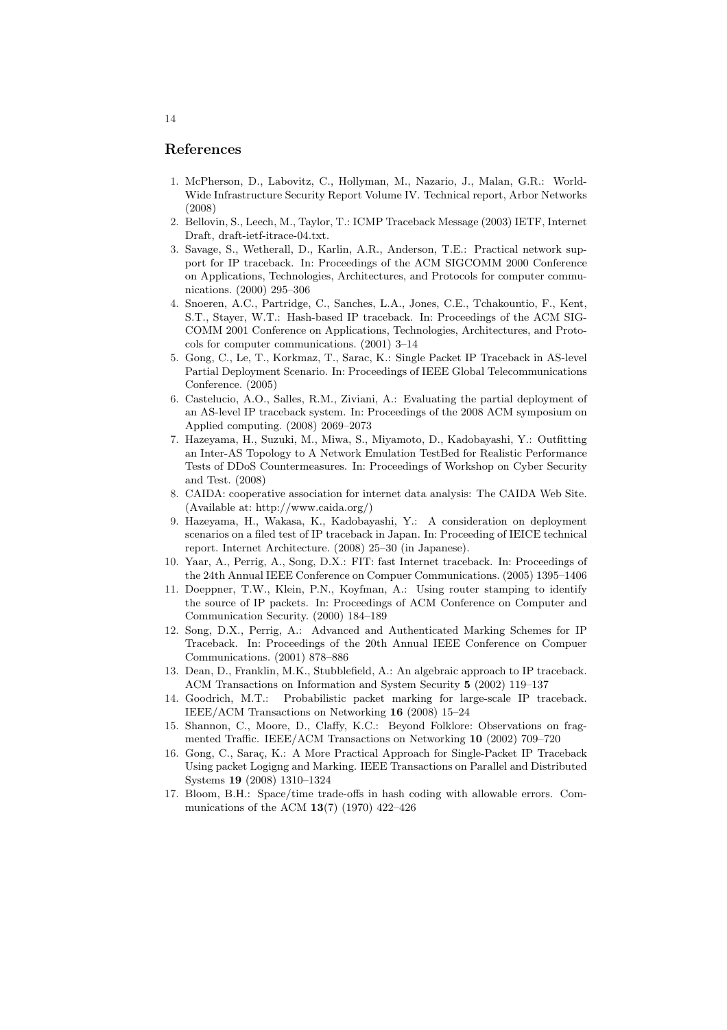## References

1. McPherson, D., Labovitz, C., Hollyman, M., Nazario, J., Malan, G.R.: World-Wide Infrastructure Security Report Volume IV. Technical report, Arbor Networks (2008)
2. Bellovin, S., Leech, M., Taylor, T.: ICMP Traceback Message (2003) IETF, Internet Draft, draft-ietf-itrace-04.txt.
3. Savage, S., Wetherall, D., Karlin, A.R., Anderson, T.E.: Practical network support for IP traceback. In: Proceedings of the ACM SIGCOMM 2000 Conference on Applications, Technologies, Architectures, and Protocols for computer communications. (2000) 295–306
4. Snoeren, A.C., Partridge, C., Sanches, L.A., Jones, C.E., Tchakountio, F., Kent, S.T., Stayer, W.T.: Hash-based IP traceback. In: Proceedings of the ACM SIGCOMM 2001 Conference on Applications, Technologies, Architectures, and Protocols for computer communications. (2001) 3–14
5. Gong, C., Le, T., Korkmaz, T., Sarac, K.: Single Packet IP Traceback in AS-level Partial Deployment Scenario. In: Proceedings of IEEE Global Telecommunications Conference. (2005)
6. Castelucio, A.O., Salles, R.M., Ziviani, A.: Evaluating the partial deployment of an AS-level IP traceback system. In: Proceedings of the 2008 ACM symposium on Applied computing. (2008) 2069–2073
7. Hazeyama, H., Suzuki, M., Miwa, S., Miyamoto, D., Kadobayashi, Y.: Outfitting an Inter-AS Topology to A Network Emulation TestBed for Realistic Performance Tests of DDoS Countermeasures. In: Proceedings of Workshop on Cyber Security and Test. (2008)
8. CAIDA: cooperative association for internet data analysis: The CAIDA Web Site. (Available at: http://www.caida.org/)
9. Hazeyama, H., Wakasa, K., Kadobayashi, Y.: A consideration on deployment scenarios on a filed test of IP traceback in Japan. In: Proceeding of IEICE technical report. Internet Architecture. (2008) 25–30 (in Japanese).
10. Yaar, A., Perrig, A., Song, D.X.: FIT: fast Internet traceback. In: Proceedings of the 24th Annual IEEE Conference on Compuer Communications. (2005) 1395–1406
11. Doeppner, T.W., Klein, P.N., Koyfman, A.: Using router stamping to identify the source of IP packets. In: Proceedings of ACM Conference on Computer and Communication Security. (2000) 184–189
12. Song, D.X., Perrig, A.: Advanced and Authenticated Marking Schemes for IP Traceback. In: Proceedings of the 20th Annual IEEE Conference on Compuer Communications. (2001) 878–886
13. Dean, D., Franklin, M.K., Stubblefield, A.: An algebraic approach to IP traceback. ACM Transactions on Information and System Security **5** (2002) 119–137
14. Goodrich, M.T.: Probabilistic packet marking for large-scale IP traceback. IEEE/ACM Transactions on Networking **16** (2008) 15–24
15. Shannon, C., Moore, D., Claffy, K.C.: Beyond Folklore: Observations on fragmented Traffic. IEEE/ACM Transactions on Networking **10** (2002) 709–720
16. Gong, C., Saraç, K.: A More Practical Approach for Single-Packet IP Traceback Using packet Logigng and Marking. IEEE Transactions on Parallel and Distributed Systems **19** (2008) 1310–1324
17. Bloom, B.H.: Space/time trade-offs in hash coding with allowable errors. Communications of the ACM **13**(7) (1970) 422–426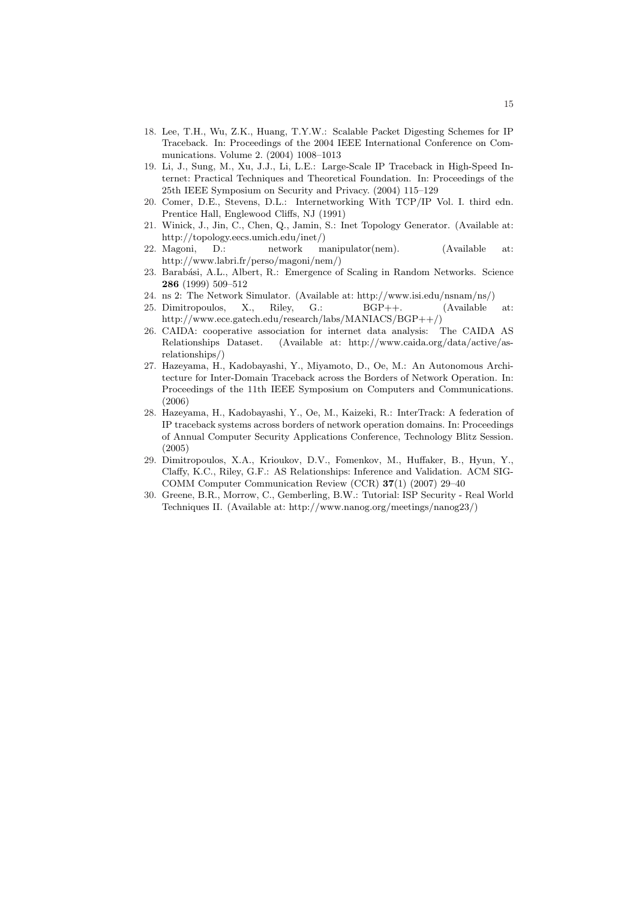18. Lee, T.H., Wu, Z.K., Huang, T.Y.W.: Scalable Packet Digesting Schemes for IP Traceback. In: Proceedings of the 2004 IEEE International Conference on Communications. Volume 2. (2004) 1008–1013
19. Li, J., Sung, M., Xu, J.J., Li, L.E.: Large-Scale IP Traceback in High-Speed Internet: Practical Techniques and Theoretical Foundation. In: Proceedings of the 25th IEEE Symposium on Security and Privacy. (2004) 115–129
20. Comer, D.E., Stevens, D.L.: Internetworking With TCP/IP Vol. I. third edn. Prentice Hall, Englewood Cliffs, NJ (1991)
21. Winick, J., Jin, C., Chen, Q., Jamin, S.: Inet Topology Generator. (Available at: http://topology.eecs.umich.edu/inet/)
22. Magoni, D.: network manipulator(nem). (Available at: http://www.labri.fr/perso/magoni/nem/)
23. Barabási, A.L., Albert, R.: Emergence of Scaling in Random Networks. Science **286** (1999) 509–512
24. ns 2: The Network Simulator. (Available at: http://www.isi.edu/nsnam/ns/)
25. Dimitropoulos, X., Riley, G.: BGP++. (Available at: http://www.ece.gatech.edu/research/labs/MANIACS/BGP++/)
26. CAIDA: cooperative association for internet data analysis: The CAIDA AS Relationships Dataset. (Available at: http://www.caida.org/data/active/as-relationships/)
27. Hazeyama, H., Kadobayashi, Y., Miyamoto, D., Oe, M.: An Autonomous Architecture for Inter-Domain Traceback across the Borders of Network Operation. In: Proceedings of the 11th IEEE Symposium on Computers and Communications. (2006)
28. Hazeyama, H., Kadobayashi, Y., Oe, M., Kaizeki, R.: InterTrack: A federation of IP traceback systems across borders of network operation domains. In: Proceedings of Annual Computer Security Applications Conference, Technology Blitz Session. (2005)
29. Dimitropoulos, X.A., Krioukov, D.V., Fomenkov, M., Huffaker, B., Hyun, Y., Claffy, K.C., Riley, G.F.: AS Relationships: Inference and Validation. ACM SIGCOMM Computer Communication Review (CCR) **37**(1) (2007) 29–40
30. Greene, B.R., Morrow, C., Gemberling, B.W.: Tutorial: ISP Security - Real World Techniques II. (Available at: http://www.nanog.org/meetings/nanog23/)